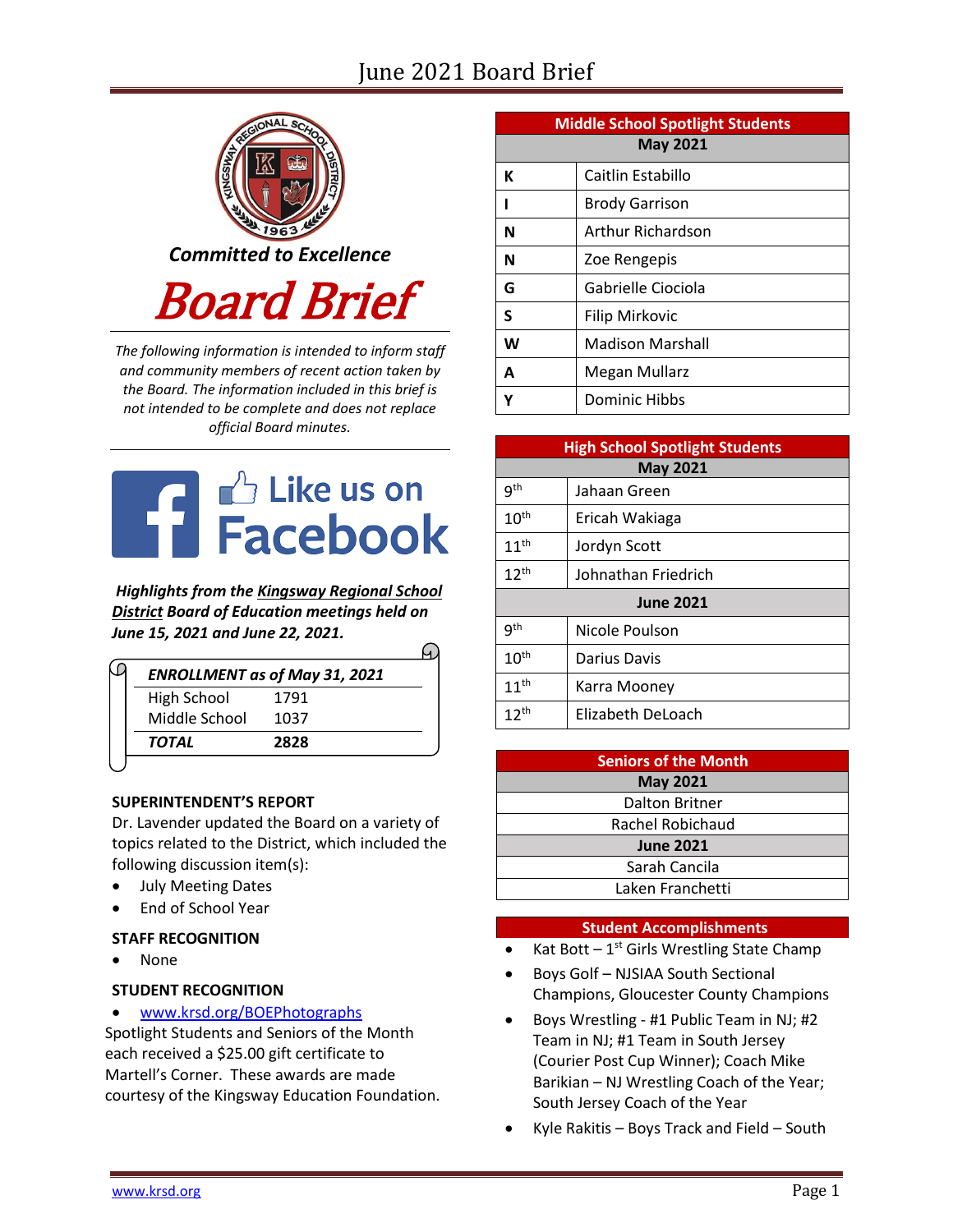# June 2021 Board Brief

***Committed to Excellence***

# Board Brief

*The following information is intended to inform staff and community members of recent action taken by the Board. The information included in this brief is not intended to be complete and does not replace official Board minutes.*

Like us on Facebook

***Highlights from the Kingsway Regional School District Board of Education meetings held on June 15, 2021 and June 22, 2021.***

| ***ENROLLMENT as of May 31, 2021*** | |
|---|---|
| High School | 1791 |
| Middle School | 1037 |
| ***TOTAL*** | **2828** |

**SUPERINTENDENT'S REPORT**

Dr. Lavender updated the Board on a variety of topics related to the District, which included the following discussion item(s):

- July Meeting Dates
- End of School Year

**STAFF RECOGNITION**

- None

**STUDENT RECOGNITION**

- www.krsd.org/BOEPhotographs

Spotlight Students and Seniors of the Month each received a $25.00 gift certificate to Martell's Corner. These awards are made courtesy of the Kingsway Education Foundation.

| Middle School Spotlight Students | |
|---|---|
| **May 2021** | |
| **K** | Caitlin Estabillo |
| **I** | Brody Garrison |
| **N** | Arthur Richardson |
| **N** | Zoe Rengepis |
| **G** | Gabrielle Ciociola |
| **S** | Filip Mirkovic |
| **W** | Madison Marshall |
| **A** | Megan Mullarz |
| **Y** | Dominic Hibbs |

| High School Spotlight Students | |
|---|---|
| **May 2021** | |
| 9th | Jahaan Green |
| 10th | Ericah Wakiaga |
| 11th | Jordyn Scott |
| 12th | Johnathan Friedrich |
| **June 2021** | |
| 9th | Nicole Poulson |
| 10th | Darius Davis |
| 11th | Karra Mooney |
| 12th | Elizabeth DeLoach |

| Seniors of the Month |
|---|
| **May 2021** |
| Dalton Britner |
| Rachel Robichaud |
| **June 2021** |
| Sarah Cancila |
| Laken Franchetti |

**Student Accomplishments**

- Kat Bott – 1st Girls Wrestling State Champ
- Boys Golf – NJSIAA South Sectional Champions, Gloucester County Champions
- Boys Wrestling - #1 Public Team in NJ; #2 Team in NJ; #1 Team in South Jersey (Courier Post Cup Winner); Coach Mike Barikian – NJ Wrestling Coach of the Year; South Jersey Coach of the Year
- Kyle Rakitis – Boys Track and Field – South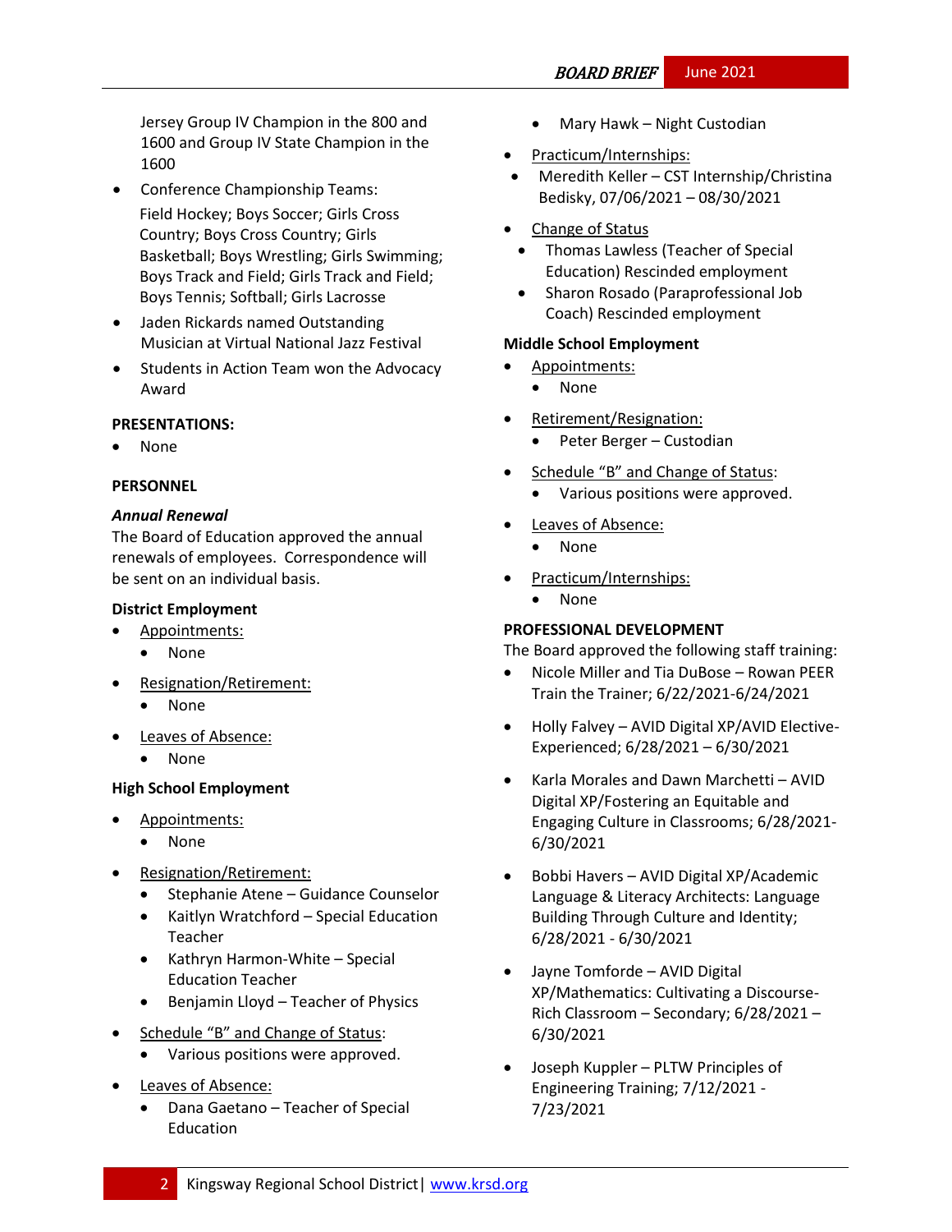Jersey Group IV Champion in the 800 and 1600 and Group IV State Champion in the 1600

- Conference Championship Teams: Field Hockey; Boys Soccer; Girls Cross Country; Boys Cross Country; Girls Basketball; Boys Wrestling; Girls Swimming; Boys Track and Field; Girls Track and Field; Boys Tennis; Softball; Girls Lacrosse
- Jaden Rickards named Outstanding Musician at Virtual National Jazz Festival
- Students in Action Team won the Advocacy Award

**PRESENTATIONS:**

- None

**PERSONNEL**

***Annual Renewal***

The Board of Education approved the annual renewals of employees. Correspondence will be sent on an individual basis.

**District Employment**

- Appointments:
  - None
- Resignation/Retirement:
  - None
- Leaves of Absence:
  - None

**High School Employment**

- Appointments:
  - None
- Resignation/Retirement:
  - Stephanie Atene – Guidance Counselor
  - Kaitlyn Wratchford – Special Education Teacher
  - Kathryn Harmon-White – Special Education Teacher
  - Benjamin Lloyd – Teacher of Physics
- Schedule "B" and Change of Status:
  - Various positions were approved.
- Leaves of Absence:
  - Dana Gaetano – Teacher of Special Education
  - Mary Hawk – Night Custodian
- Practicum/Internships:
  - Meredith Keller – CST Internship/Christina Bedisky, 07/06/2021 – 08/30/2021
- Change of Status
  - Thomas Lawless (Teacher of Special Education) Rescinded employment
  - Sharon Rosado (Paraprofessional Job Coach) Rescinded employment

**Middle School Employment**

- Appointments:
  - None
- Retirement/Resignation:
  - Peter Berger – Custodian
- Schedule "B" and Change of Status:
  - Various positions were approved.
- Leaves of Absence:
  - None
- Practicum/Internships:
  - None

**PROFESSIONAL DEVELOPMENT**

The Board approved the following staff training:

- Nicole Miller and Tia DuBose – Rowan PEER Train the Trainer; 6/22/2021-6/24/2021
- Holly Falvey – AVID Digital XP/AVID Elective-Experienced; 6/28/2021 – 6/30/2021
- Karla Morales and Dawn Marchetti – AVID Digital XP/Fostering an Equitable and Engaging Culture in Classrooms; 6/28/2021-6/30/2021
- Bobbi Havers – AVID Digital XP/Academic Language & Literacy Architects: Language Building Through Culture and Identity; 6/28/2021 - 6/30/2021
- Jayne Tomforde – AVID Digital XP/Mathematics: Cultivating a Discourse-Rich Classroom – Secondary; 6/28/2021 – 6/30/2021
- Joseph Kuppler – PLTW Principles of Engineering Training; 7/12/2021 - 7/23/2021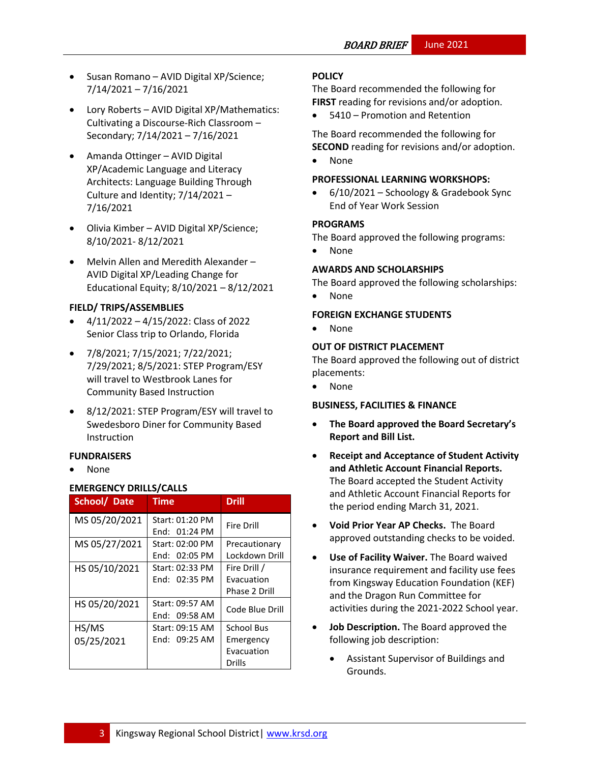- Susan Romano – AVID Digital XP/Science; 7/14/2021 – 7/16/2021
- Lory Roberts – AVID Digital XP/Mathematics: Cultivating a Discourse-Rich Classroom – Secondary; 7/14/2021 – 7/16/2021
- Amanda Ottinger – AVID Digital XP/Academic Language and Literacy Architects: Language Building Through Culture and Identity; 7/14/2021 – 7/16/2021
- Olivia Kimber – AVID Digital XP/Science; 8/10/2021- 8/12/2021
- Melvin Allen and Meredith Alexander – AVID Digital XP/Leading Change for Educational Equity; 8/10/2021 – 8/12/2021

### FIELD/ TRIPS/ASSEMBLIES

- 4/11/2022 – 4/15/2022: Class of 2022 Senior Class trip to Orlando, Florida
- 7/8/2021; 7/15/2021; 7/22/2021; 7/29/2021; 8/5/2021: STEP Program/ESY will travel to Westbrook Lanes for Community Based Instruction
- 8/12/2021: STEP Program/ESY will travel to Swedesboro Diner for Community Based Instruction

### FUNDRAISERS

- None

### EMERGENCY DRILLS/CALLS

| School/ Date | Time | Drill |
|---|---|---|
| MS 05/20/2021 | Start: 01:20 PM End: 01:24 PM | Fire Drill |
| MS 05/27/2021 | Start: 02:00 PM End: 02:05 PM | Precautionary Lockdown Drill |
| HS 05/10/2021 | Start: 02:33 PM End: 02:35 PM | Fire Drill / Evacuation Phase 2 Drill |
| HS 05/20/2021 | Start: 09:57 AM End: 09:58 AM | Code Blue Drill |
| HS/MS 05/25/2021 | Start: 09:15 AM End: 09:25 AM | School Bus Emergency Evacuation Drills |

### POLICY

The Board recommended the following for **FIRST** reading for revisions and/or adoption.

- 5410 – Promotion and Retention

The Board recommended the following for **SECOND** reading for revisions and/or adoption.

- None

### PROFESSIONAL LEARNING WORKSHOPS:

- 6/10/2021 – Schoology & Gradebook Sync End of Year Work Session

### PROGRAMS

The Board approved the following programs:

- None

### AWARDS AND SCHOLARSHIPS

The Board approved the following scholarships:

- None

### FOREIGN EXCHANGE STUDENTS

- None

### OUT OF DISTRICT PLACEMENT

The Board approved the following out of district placements:

- None

### BUSINESS, FACILITIES & FINANCE

- **The Board approved the Board Secretary's Report and Bill List.**
- **Receipt and Acceptance of Student Activity and Athletic Account Financial Reports.** The Board accepted the Student Activity and Athletic Account Financial Reports for the period ending March 31, 2021.
- **Void Prior Year AP Checks.** The Board approved outstanding checks to be voided.
- **Use of Facility Waiver.** The Board waived insurance requirement and facility use fees from Kingsway Education Foundation (KEF) and the Dragon Run Committee for activities during the 2021-2022 School year.
- **Job Description.** The Board approved the following job description:
  - Assistant Supervisor of Buildings and Grounds.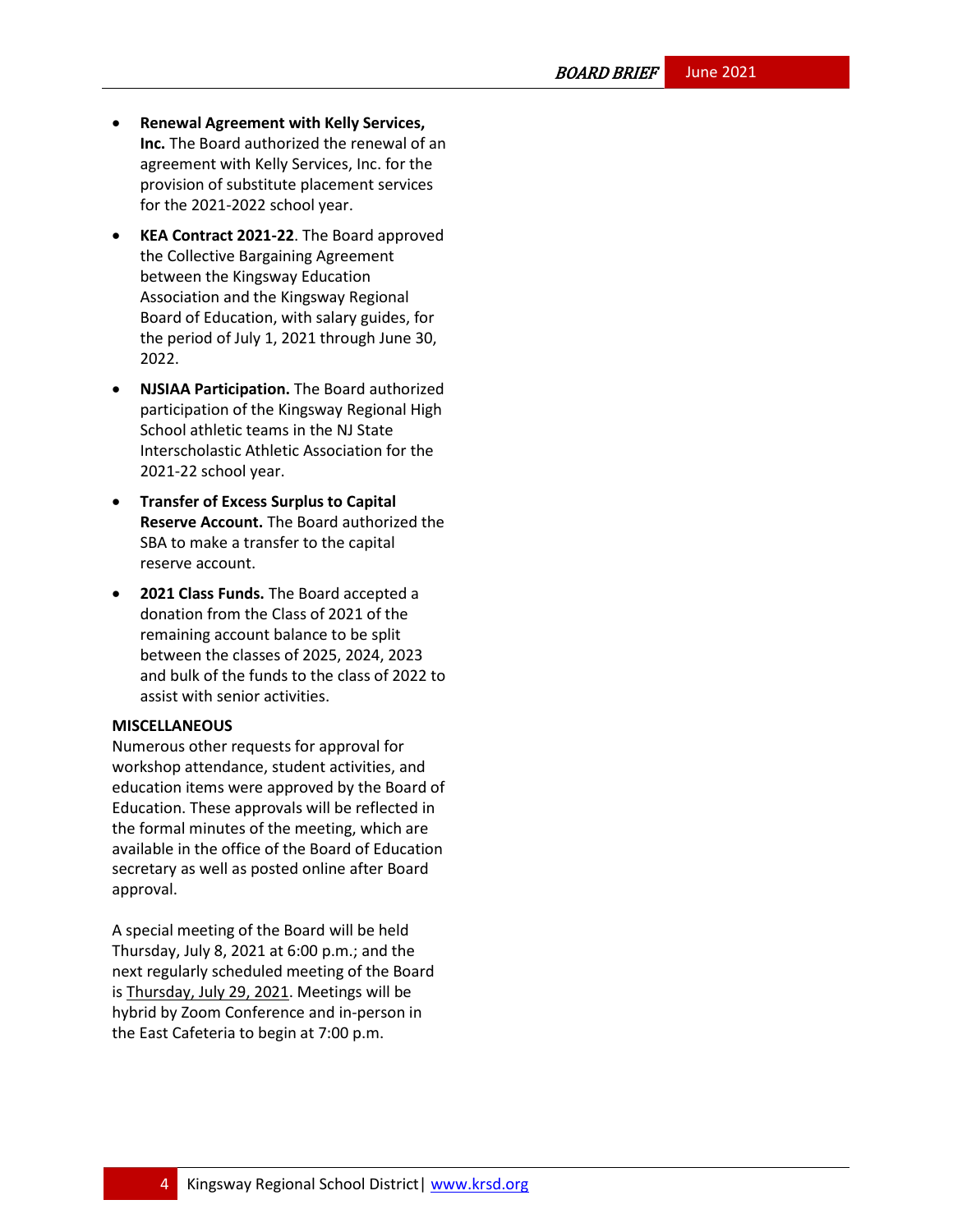- **Renewal Agreement with Kelly Services, Inc.** The Board authorized the renewal of an agreement with Kelly Services, Inc. for the provision of substitute placement services for the 2021-2022 school year.
- **KEA Contract 2021-22**. The Board approved the Collective Bargaining Agreement between the Kingsway Education Association and the Kingsway Regional Board of Education, with salary guides, for the period of July 1, 2021 through June 30, 2022.
- **NJSIAA Participation.** The Board authorized participation of the Kingsway Regional High School athletic teams in the NJ State Interscholastic Athletic Association for the 2021-22 school year.
- **Transfer of Excess Surplus to Capital Reserve Account.** The Board authorized the SBA to make a transfer to the capital reserve account.
- **2021 Class Funds.** The Board accepted a donation from the Class of 2021 of the remaining account balance to be split between the classes of 2025, 2024, 2023 and bulk of the funds to the class of 2022 to assist with senior activities.

**MISCELLANEOUS**

Numerous other requests for approval for workshop attendance, student activities, and education items were approved by the Board of Education. These approvals will be reflected in the formal minutes of the meeting, which are available in the office of the Board of Education secretary as well as posted online after Board approval.

A special meeting of the Board will be held Thursday, July 8, 2021 at 6:00 p.m.; and the next regularly scheduled meeting of the Board is Thursday, July 29, 2021. Meetings will be hybrid by Zoom Conference and in-person in the East Cafeteria to begin at 7:00 p.m.